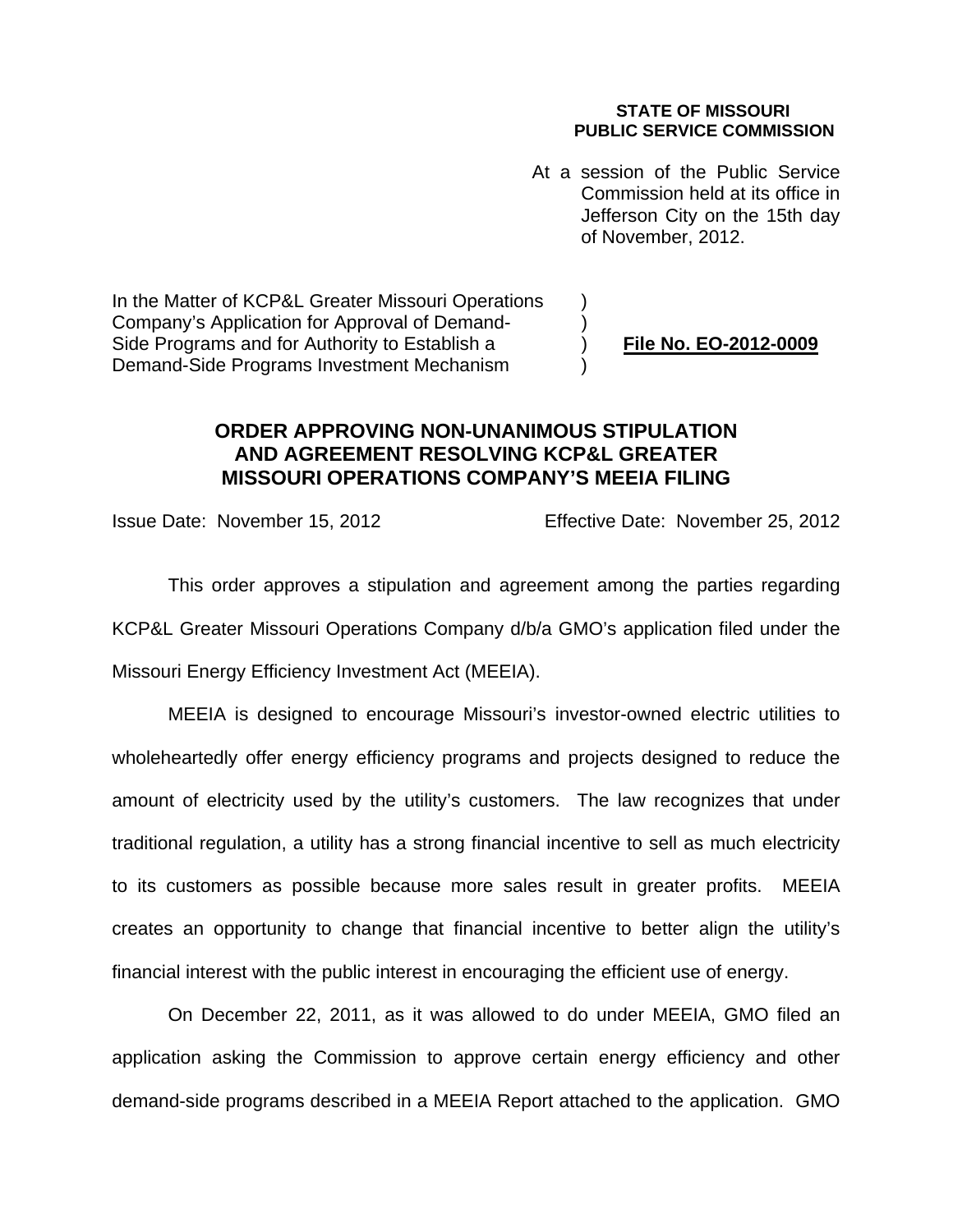**STATE OF MISSOURI**
**PUBLIC SERVICE COMMISSION**

At a session of the Public Service Commission held at its office in Jefferson City on the 15th day of November, 2012.

| | | |
|---|---|---|
| In the Matter of KCP&L Greater Missouri Operations Company's Application for Approval of Demand-Side Programs and for Authority to Establish a Demand-Side Programs Investment Mechanism | ) ) ) ) | **File No. EO-2012-0009** |

## ORDER APPROVING NON-UNANIMOUS STIPULATION AND AGREEMENT RESOLVING KCP&L GREATER MISSOURI OPERATIONS COMPANY'S MEEIA FILING

Issue Date: November 15, 2012 Effective Date: November 25, 2012

This order approves a stipulation and agreement among the parties regarding KCP&L Greater Missouri Operations Company d/b/a GMO's application filed under the Missouri Energy Efficiency Investment Act (MEEIA).

MEEIA is designed to encourage Missouri's investor-owned electric utilities to wholeheartedly offer energy efficiency programs and projects designed to reduce the amount of electricity used by the utility's customers. The law recognizes that under traditional regulation, a utility has a strong financial incentive to sell as much electricity to its customers as possible because more sales result in greater profits. MEEIA creates an opportunity to change that financial incentive to better align the utility's financial interest with the public interest in encouraging the efficient use of energy.

On December 22, 2011, as it was allowed to do under MEEIA, GMO filed an application asking the Commission to approve certain energy efficiency and other demand-side programs described in a MEEIA Report attached to the application. GMO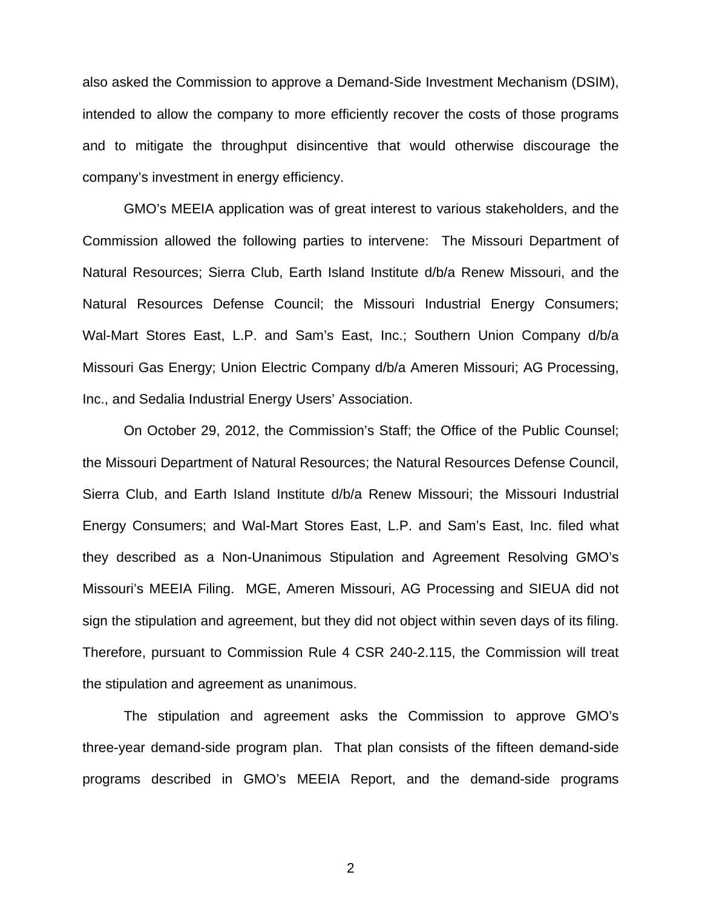also asked the Commission to approve a Demand-Side Investment Mechanism (DSIM), intended to allow the company to more efficiently recover the costs of those programs and to mitigate the throughput disincentive that would otherwise discourage the company's investment in energy efficiency.

GMO's MEEIA application was of great interest to various stakeholders, and the Commission allowed the following parties to intervene: The Missouri Department of Natural Resources; Sierra Club, Earth Island Institute d/b/a Renew Missouri, and the Natural Resources Defense Council; the Missouri Industrial Energy Consumers; Wal-Mart Stores East, L.P. and Sam's East, Inc.; Southern Union Company d/b/a Missouri Gas Energy; Union Electric Company d/b/a Ameren Missouri; AG Processing, Inc., and Sedalia Industrial Energy Users' Association.

On October 29, 2012, the Commission's Staff; the Office of the Public Counsel; the Missouri Department of Natural Resources; the Natural Resources Defense Council, Sierra Club, and Earth Island Institute d/b/a Renew Missouri; the Missouri Industrial Energy Consumers; and Wal-Mart Stores East, L.P. and Sam's East, Inc. filed what they described as a Non-Unanimous Stipulation and Agreement Resolving GMO's Missouri's MEEIA Filing. MGE, Ameren Missouri, AG Processing and SIEUA did not sign the stipulation and agreement, but they did not object within seven days of its filing. Therefore, pursuant to Commission Rule 4 CSR 240-2.115, the Commission will treat the stipulation and agreement as unanimous.

The stipulation and agreement asks the Commission to approve GMO's three-year demand-side program plan. That plan consists of the fifteen demand-side programs described in GMO's MEEIA Report, and the demand-side programs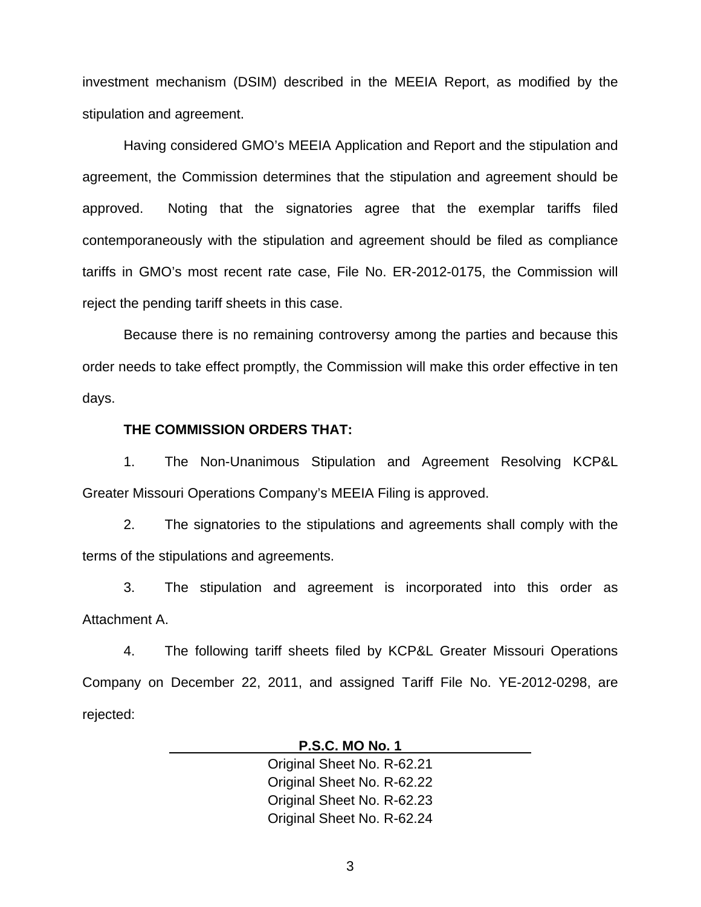investment mechanism (DSIM) described in the MEEIA Report, as modified by the stipulation and agreement.

Having considered GMO's MEEIA Application and Report and the stipulation and agreement, the Commission determines that the stipulation and agreement should be approved. Noting that the signatories agree that the exemplar tariffs filed contemporaneously with the stipulation and agreement should be filed as compliance tariffs in GMO's most recent rate case, File No. ER-2012-0175, the Commission will reject the pending tariff sheets in this case.

Because there is no remaining controversy among the parties and because this order needs to take effect promptly, the Commission will make this order effective in ten days.

**THE COMMISSION ORDERS THAT:**

1. The Non-Unanimous Stipulation and Agreement Resolving KCP&L Greater Missouri Operations Company's MEEIA Filing is approved.

2. The signatories to the stipulations and agreements shall comply with the terms of the stipulations and agreements.

3. The stipulation and agreement is incorporated into this order as Attachment A.

4. The following tariff sheets filed by KCP&L Greater Missouri Operations Company on December 22, 2011, and assigned Tariff File No. YE-2012-0298, are rejected:

**P.S.C. MO No. 1**

Original Sheet No. R-62.21
Original Sheet No. R-62.22
Original Sheet No. R-62.23
Original Sheet No. R-62.24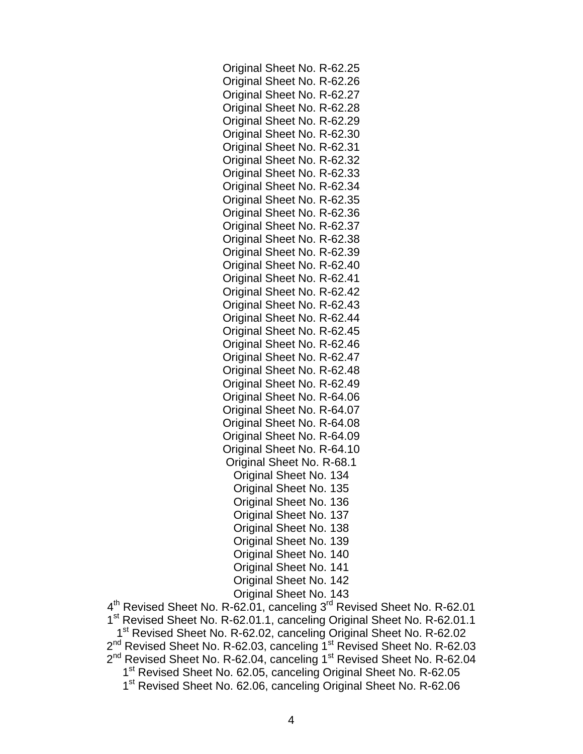Original Sheet No. R-62.25
Original Sheet No. R-62.26
Original Sheet No. R-62.27
Original Sheet No. R-62.28
Original Sheet No. R-62.29
Original Sheet No. R-62.30
Original Sheet No. R-62.31
Original Sheet No. R-62.32
Original Sheet No. R-62.33
Original Sheet No. R-62.34
Original Sheet No. R-62.35
Original Sheet No. R-62.36
Original Sheet No. R-62.37
Original Sheet No. R-62.38
Original Sheet No. R-62.39
Original Sheet No. R-62.40
Original Sheet No. R-62.41
Original Sheet No. R-62.42
Original Sheet No. R-62.43
Original Sheet No. R-62.44
Original Sheet No. R-62.45
Original Sheet No. R-62.46
Original Sheet No. R-62.47
Original Sheet No. R-62.48
Original Sheet No. R-62.49
Original Sheet No. R-64.06
Original Sheet No. R-64.07
Original Sheet No. R-64.08
Original Sheet No. R-64.09
Original Sheet No. R-64.10
Original Sheet No. R-68.1
Original Sheet No. 134
Original Sheet No. 135
Original Sheet No. 136
Original Sheet No. 137
Original Sheet No. 138
Original Sheet No. 139
Original Sheet No. 140
Original Sheet No. 141
Original Sheet No. 142
Original Sheet No. 143
4th Revised Sheet No. R-62.01, canceling 3rd Revised Sheet No. R-62.01
1st Revised Sheet No. R-62.01.1, canceling Original Sheet No. R-62.01.1
1st Revised Sheet No. R-62.02, canceling Original Sheet No. R-62.02
2nd Revised Sheet No. R-62.03, canceling 1st Revised Sheet No. R-62.03
2nd Revised Sheet No. R-62.04, canceling 1st Revised Sheet No. R-62.04
1st Revised Sheet No. 62.05, canceling Original Sheet No. R-62.05
1st Revised Sheet No. 62.06, canceling Original Sheet No. R-62.06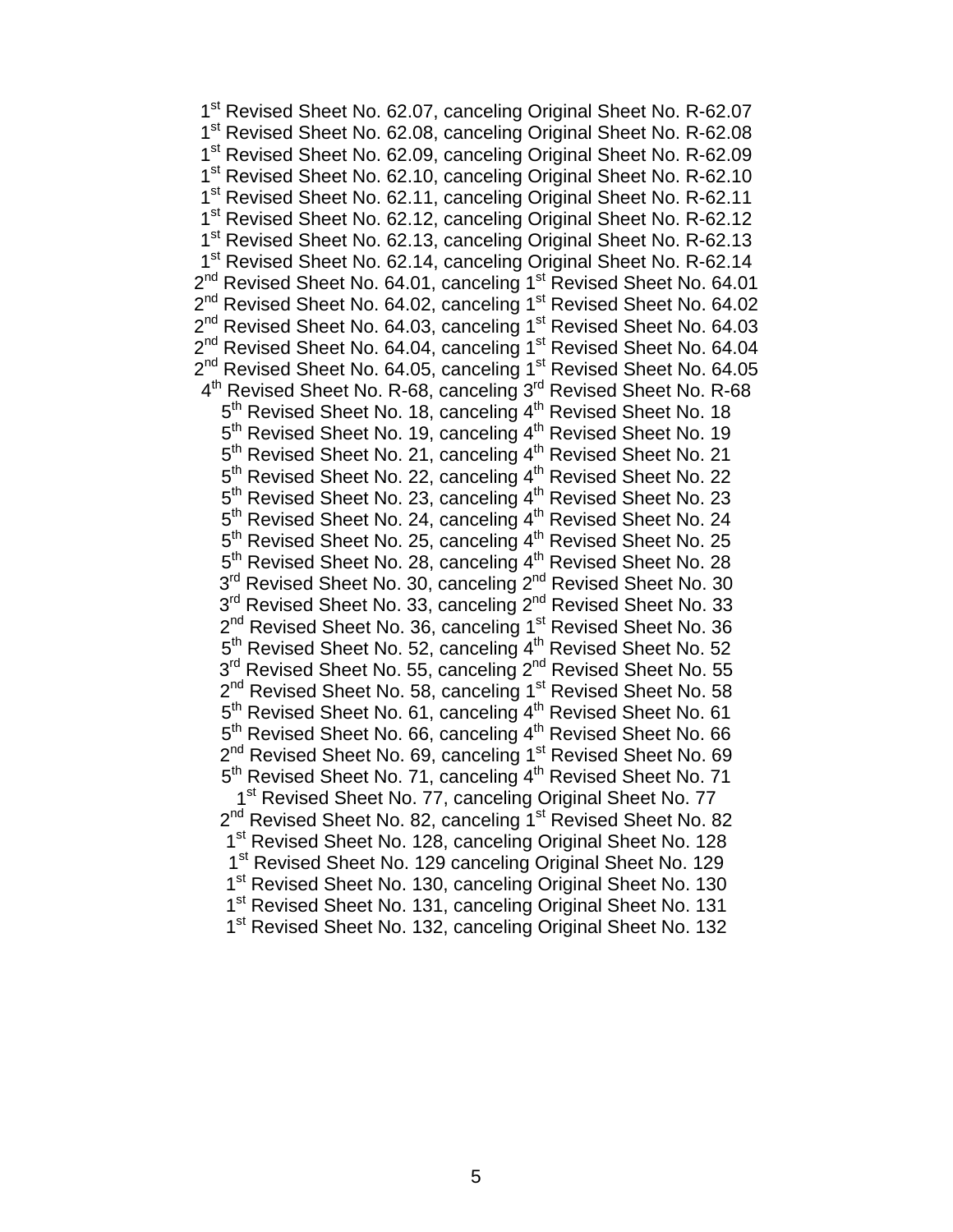1st Revised Sheet No. 62.07, canceling Original Sheet No. R-62.07
1st Revised Sheet No. 62.08, canceling Original Sheet No. R-62.08
1st Revised Sheet No. 62.09, canceling Original Sheet No. R-62.09
1st Revised Sheet No. 62.10, canceling Original Sheet No. R-62.10
1st Revised Sheet No. 62.11, canceling Original Sheet No. R-62.11
1st Revised Sheet No. 62.12, canceling Original Sheet No. R-62.12
1st Revised Sheet No. 62.13, canceling Original Sheet No. R-62.13
1st Revised Sheet No. 62.14, canceling Original Sheet No. R-62.14
2nd Revised Sheet No. 64.01, canceling 1st Revised Sheet No. 64.01
2nd Revised Sheet No. 64.02, canceling 1st Revised Sheet No. 64.02
2nd Revised Sheet No. 64.03, canceling 1st Revised Sheet No. 64.03
2nd Revised Sheet No. 64.04, canceling 1st Revised Sheet No. 64.04
2nd Revised Sheet No. 64.05, canceling 1st Revised Sheet No. 64.05
4th Revised Sheet No. R-68, canceling 3rd Revised Sheet No. R-68
5th Revised Sheet No. 18, canceling 4th Revised Sheet No. 18
5th Revised Sheet No. 19, canceling 4th Revised Sheet No. 19
5th Revised Sheet No. 21, canceling 4th Revised Sheet No. 21
5th Revised Sheet No. 22, canceling 4th Revised Sheet No. 22
5th Revised Sheet No. 23, canceling 4th Revised Sheet No. 23
5th Revised Sheet No. 24, canceling 4th Revised Sheet No. 24
5th Revised Sheet No. 25, canceling 4th Revised Sheet No. 25
5th Revised Sheet No. 28, canceling 4th Revised Sheet No. 28
3rd Revised Sheet No. 30, canceling 2nd Revised Sheet No. 30
3rd Revised Sheet No. 33, canceling 2nd Revised Sheet No. 33
2nd Revised Sheet No. 36, canceling 1st Revised Sheet No. 36
5th Revised Sheet No. 52, canceling 4th Revised Sheet No. 52
3rd Revised Sheet No. 55, canceling 2nd Revised Sheet No. 55
2nd Revised Sheet No. 58, canceling 1st Revised Sheet No. 58
5th Revised Sheet No. 61, canceling 4th Revised Sheet No. 61
5th Revised Sheet No. 66, canceling 4th Revised Sheet No. 66
2nd Revised Sheet No. 69, canceling 1st Revised Sheet No. 69
5th Revised Sheet No. 71, canceling 4th Revised Sheet No. 71
1st Revised Sheet No. 77, canceling Original Sheet No. 77
2nd Revised Sheet No. 82, canceling 1st Revised Sheet No. 82
1st Revised Sheet No. 128, canceling Original Sheet No. 128
1st Revised Sheet No. 129 canceling Original Sheet No. 129
1st Revised Sheet No. 130, canceling Original Sheet No. 130
1st Revised Sheet No. 131, canceling Original Sheet No. 131
1st Revised Sheet No. 132, canceling Original Sheet No. 132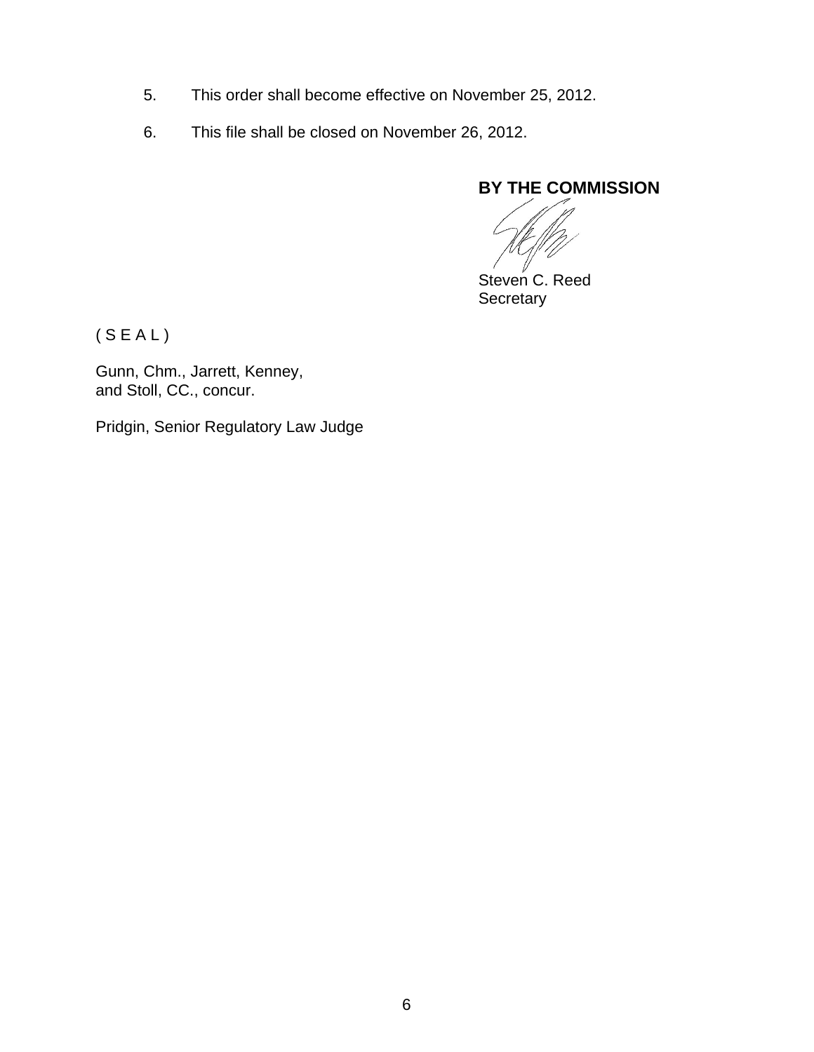5. This order shall become effective on November 25, 2012.

6. This file shall be closed on November 26, 2012.

**BY THE COMMISSION**

Steven C. Reed
Secretary

( S E A L )

Gunn, Chm., Jarrett, Kenney,
and Stoll, CC., concur.

Pridgin, Senior Regulatory Law Judge